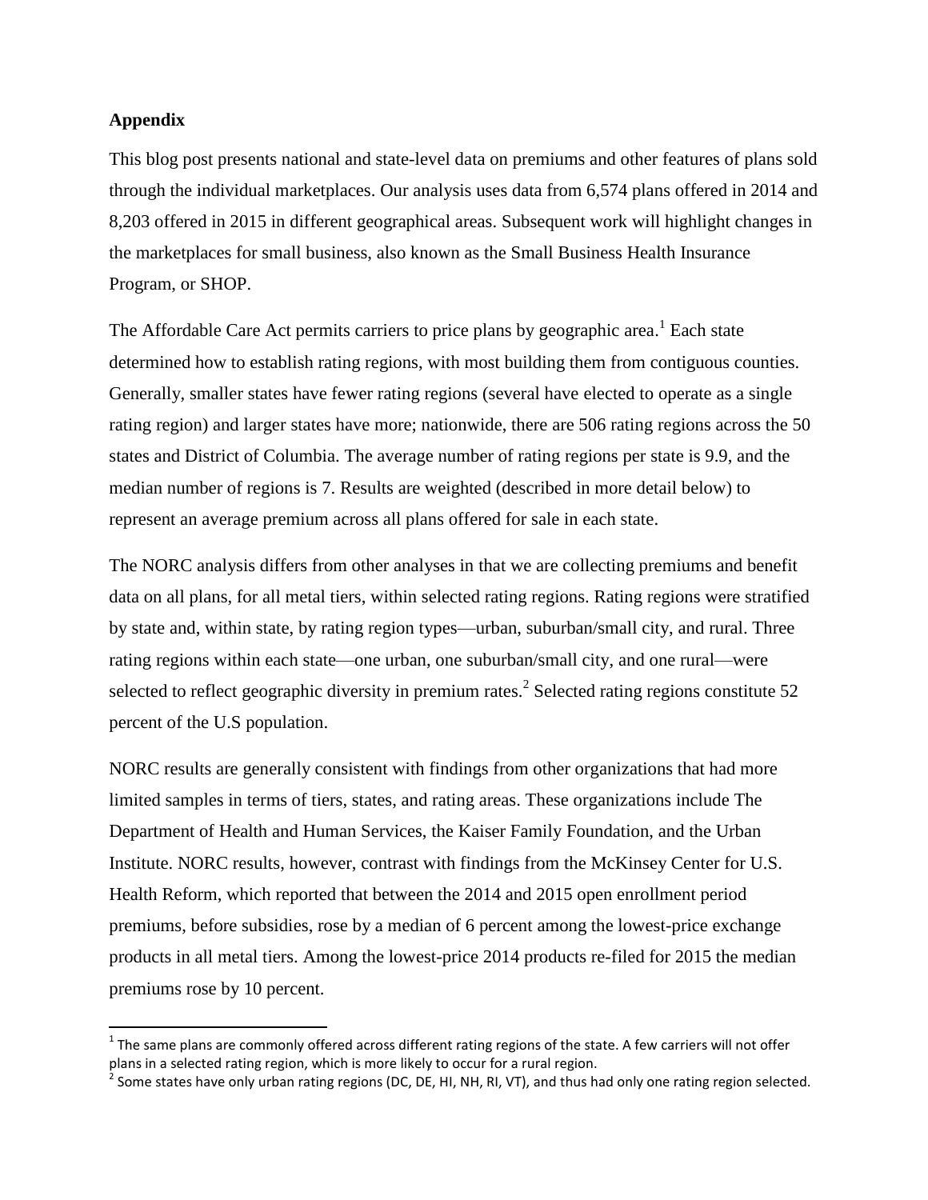**Appendix**

This blog post presents national and state-level data on premiums and other features of plans sold through the individual marketplaces. Our analysis uses data from 6,574 plans offered in 2014 and 8,203 offered in 2015 in different geographical areas. Subsequent work will highlight changes in the marketplaces for small business, also known as the Small Business Health Insurance Program, or SHOP.

The Affordable Care Act permits carriers to price plans by geographic area.[1] Each state determined how to establish rating regions, with most building them from contiguous counties. Generally, smaller states have fewer rating regions (several have elected to operate as a single rating region) and larger states have more; nationwide, there are 506 rating regions across the 50 states and District of Columbia. The average number of rating regions per state is 9.9, and the median number of regions is 7. Results are weighted (described in more detail below) to represent an average premium across all plans offered for sale in each state.

The NORC analysis differs from other analyses in that we are collecting premiums and benefit data on all plans, for all metal tiers, within selected rating regions. Rating regions were stratified by state and, within state, by rating region types—urban, suburban/small city, and rural. Three rating regions within each state—one urban, one suburban/small city, and one rural—were selected to reflect geographic diversity in premium rates.[2] Selected rating regions constitute 52 percent of the U.S population.

NORC results are generally consistent with findings from other organizations that had more limited samples in terms of tiers, states, and rating areas. These organizations include The Department of Health and Human Services, the Kaiser Family Foundation, and the Urban Institute. NORC results, however, contrast with findings from the McKinsey Center for U.S. Health Reform, which reported that between the 2014 and 2015 open enrollment period premiums, before subsidies, rose by a median of 6 percent among the lowest-price exchange products in all metal tiers. Among the lowest-price 2014 products re-filed for 2015 the median premiums rose by 10 percent.

---

[1] The same plans are commonly offered across different rating regions of the state. A few carriers will not offer plans in a selected rating region, which is more likely to occur for a rural region.

[2] Some states have only urban rating regions (DC, DE, HI, NH, RI, VT), and thus had only one rating region selected.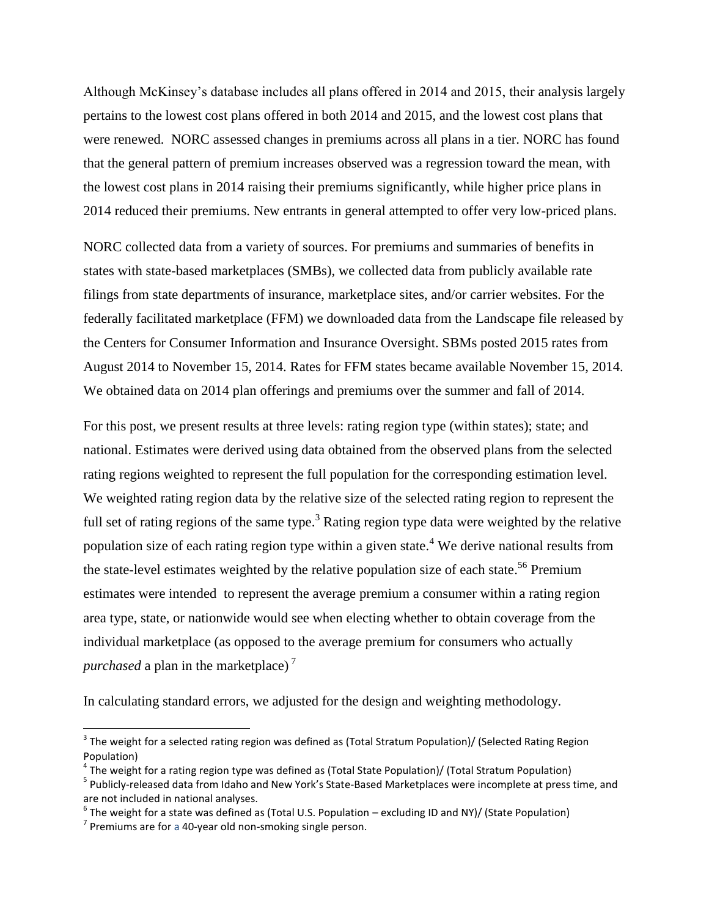Although McKinsey's database includes all plans offered in 2014 and 2015, their analysis largely pertains to the lowest cost plans offered in both 2014 and 2015, and the lowest cost plans that were renewed. NORC assessed changes in premiums across all plans in a tier. NORC has found that the general pattern of premium increases observed was a regression toward the mean, with the lowest cost plans in 2014 raising their premiums significantly, while higher price plans in 2014 reduced their premiums. New entrants in general attempted to offer very low-priced plans.

NORC collected data from a variety of sources. For premiums and summaries of benefits in states with state-based marketplaces (SMBs), we collected data from publicly available rate filings from state departments of insurance, marketplace sites, and/or carrier websites. For the federally facilitated marketplace (FFM) we downloaded data from the Landscape file released by the Centers for Consumer Information and Insurance Oversight. SBMs posted 2015 rates from August 2014 to November 15, 2014. Rates for FFM states became available November 15, 2014. We obtained data on 2014 plan offerings and premiums over the summer and fall of 2014.

For this post, we present results at three levels: rating region type (within states); state; and national. Estimates were derived using data obtained from the observed plans from the selected rating regions weighted to represent the full population for the corresponding estimation level. We weighted rating region data by the relative size of the selected rating region to represent the full set of rating regions of the same type.[3] Rating region type data were weighted by the relative population size of each rating region type within a given state.[4] We derive national results from the state-level estimates weighted by the relative population size of each state.[5][6] Premium estimates were intended to represent the average premium a consumer within a rating region area type, state, or nationwide would see when electing whether to obtain coverage from the individual marketplace (as opposed to the average premium for consumers who actually *purchased* a plan in the marketplace) [7]

In calculating standard errors, we adjusted for the design and weighting methodology.

---

[3] The weight for a selected rating region was defined as (Total Stratum Population)/ (Selected Rating Region Population)

[4] The weight for a rating region type was defined as (Total State Population)/ (Total Stratum Population)

[5] Publicly-released data from Idaho and New York's State-Based Marketplaces were incomplete at press time, and are not included in national analyses.

[6] The weight for a state was defined as (Total U.S. Population – excluding ID and NY)/ (State Population)

[7] Premiums are for a 40-year old non-smoking single person.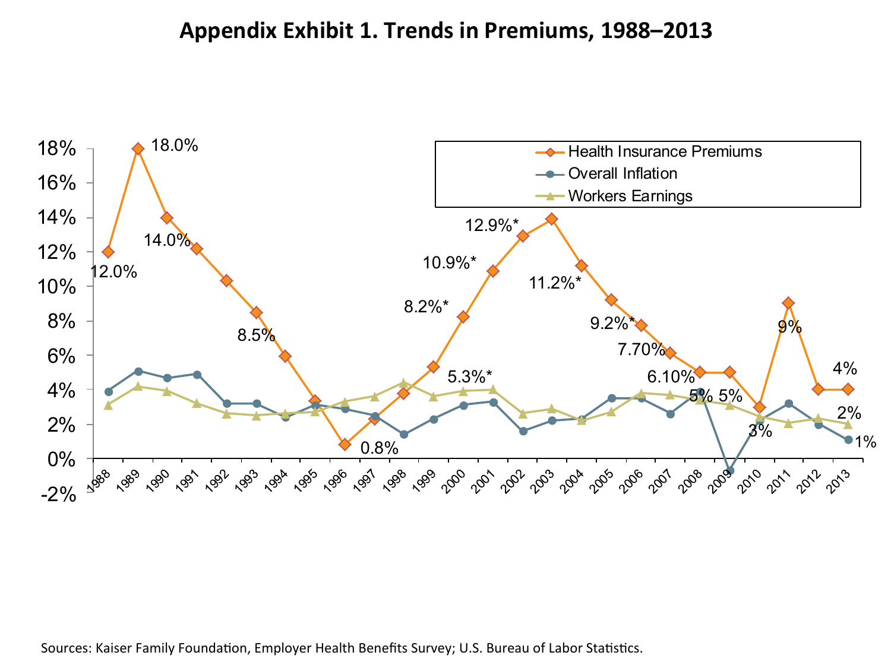# Appendix Exhibit 1. Trends in Premiums, 1988–2013

Health Insurance Premiums
Overall Inflation
Workers Earnings

18%
16%
14%
12%
10%
8%
6%
4%
2%
0%
-2%

1988 1989 1990 1991 1992 1993 1994 1995 1996 1997 1998 1999 2000 2001 2002 2003 2004 2005 2006 2007 2008 2009 2010 2011 2012 2013

12.0%
18.0%
14.0%
8.5%
0.8%
8.2%*
10.9%*
12.9%*
11.2%*
9.2%*
7.70%
6.10%
5%
5%
3%
9%
4%
5.3%*
2%
1%

Sources: Kaiser Family Foundation, Employer Health Benefits Survey; U.S. Bureau of Labor Statistics.